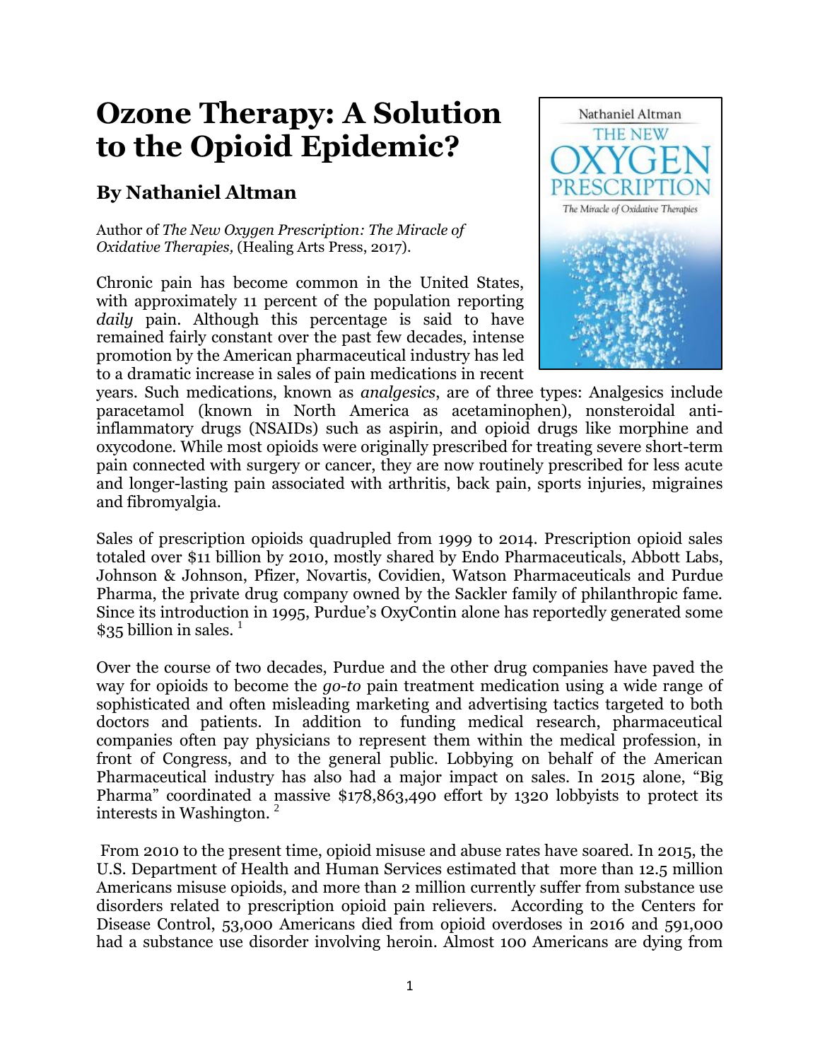# Ozone Therapy: A Solution to the Opioid Epidemic?

## By Nathaniel Altman

Author of *The New Oxygen Prescription: The Miracle of Oxidative Therapies,* (Healing Arts Press, 2017).

Chronic pain has become common in the United States, with approximately 11 percent of the population reporting *daily* pain. Although this percentage is said to have remained fairly constant over the past few decades, intense promotion by the American pharmaceutical industry has led to a dramatic increase in sales of pain medications in recent years. Such medications, known as *analgesics*, are of three types: Analgesics include paracetamol (known in North America as acetaminophen), nonsteroidal anti-inflammatory drugs (NSAIDs) such as aspirin, and opioid drugs like morphine and oxycodone. While most opioids were originally prescribed for treating severe short-term pain connected with surgery or cancer, they are now routinely prescribed for less acute and longer-lasting pain associated with arthritis, back pain, sports injuries, migraines and fibromyalgia.

Sales of prescription opioids quadrupled from 1999 to 2014. Prescription opioid sales totaled over $11 billion by 2010, mostly shared by Endo Pharmaceuticals, Abbott Labs, Johnson & Johnson, Pfizer, Novartis, Covidien, Watson Pharmaceuticals and Purdue Pharma, the private drug company owned by the Sackler family of philanthropic fame. Since its introduction in 1995, Purdue's OxyContin alone has reportedly generated some $35 billion in sales. [1]

Over the course of two decades, Purdue and the other drug companies have paved the way for opioids to become the *go-to* pain treatment medication using a wide range of sophisticated and often misleading marketing and advertising tactics targeted to both doctors and patients. In addition to funding medical research, pharmaceutical companies often pay physicians to represent them within the medical profession, in front of Congress, and to the general public. Lobbying on behalf of the American Pharmaceutical industry has also had a major impact on sales. In 2015 alone, "Big Pharma" coordinated a massive $178,863,490 effort by 1320 lobbyists to protect its interests in Washington. [2]

From 2010 to the present time, opioid misuse and abuse rates have soared. In 2015, the U.S. Department of Health and Human Services estimated that more than 12.5 million Americans misuse opioids, and more than 2 million currently suffer from substance use disorders related to prescription opioid pain relievers. According to the Centers for Disease Control, 53,000 Americans died from opioid overdoses in 2016 and 591,000 had a substance use disorder involving heroin. Almost 100 Americans are dying from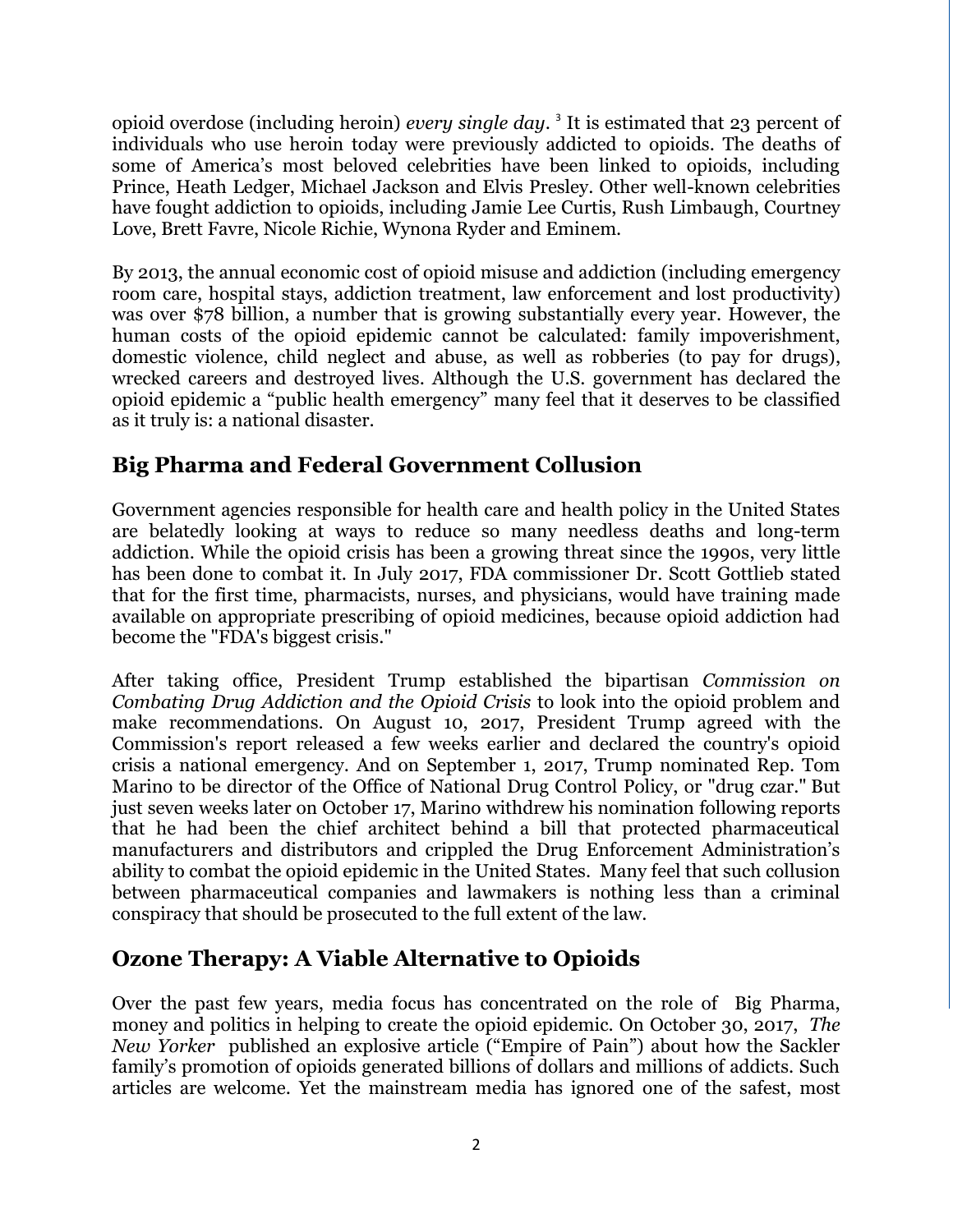opioid overdose (including heroin) *every single day*. [3] It is estimated that 23 percent of individuals who use heroin today were previously addicted to opioids. The deaths of some of America's most beloved celebrities have been linked to opioids, including Prince, Heath Ledger, Michael Jackson and Elvis Presley. Other well-known celebrities have fought addiction to opioids, including Jamie Lee Curtis, Rush Limbaugh, Courtney Love, Brett Favre, Nicole Richie, Wynona Ryder and Eminem.

By 2013, the annual economic cost of opioid misuse and addiction (including emergency room care, hospital stays, addiction treatment, law enforcement and lost productivity) was over $78 billion, a number that is growing substantially every year. However, the human costs of the opioid epidemic cannot be calculated: family impoverishment, domestic violence, child neglect and abuse, as well as robberies (to pay for drugs), wrecked careers and destroyed lives. Although the U.S. government has declared the opioid epidemic a "public health emergency" many feel that it deserves to be classified as it truly is: a national disaster.

## Big Pharma and Federal Government Collusion

Government agencies responsible for health care and health policy in the United States are belatedly looking at ways to reduce so many needless deaths and long-term addiction. While the opioid crisis has been a growing threat since the 1990s, very little has been done to combat it. In July 2017, FDA commissioner Dr. Scott Gottlieb stated that for the first time, pharmacists, nurses, and physicians, would have training made available on appropriate prescribing of opioid medicines, because opioid addiction had become the "FDA's biggest crisis."

After taking office, President Trump established the bipartisan *Commission on Combating Drug Addiction and the Opioid Crisis* to look into the opioid problem and make recommendations. On August 10, 2017, President Trump agreed with the Commission's report released a few weeks earlier and declared the country's opioid crisis a national emergency. And on September 1, 2017, Trump nominated Rep. Tom Marino to be director of the Office of National Drug Control Policy, or "drug czar." But just seven weeks later on October 17, Marino withdrew his nomination following reports that he had been the chief architect behind a bill that protected pharmaceutical manufacturers and distributors and crippled the Drug Enforcement Administration's ability to combat the opioid epidemic in the United States. Many feel that such collusion between pharmaceutical companies and lawmakers is nothing less than a criminal conspiracy that should be prosecuted to the full extent of the law.

## Ozone Therapy: A Viable Alternative to Opioids

Over the past few years, media focus has concentrated on the role of Big Pharma, money and politics in helping to create the opioid epidemic. On October 30, 2017, *The New Yorker* published an explosive article ("Empire of Pain") about how the Sackler family's promotion of opioids generated billions of dollars and millions of addicts. Such articles are welcome. Yet the mainstream media has ignored one of the safest, most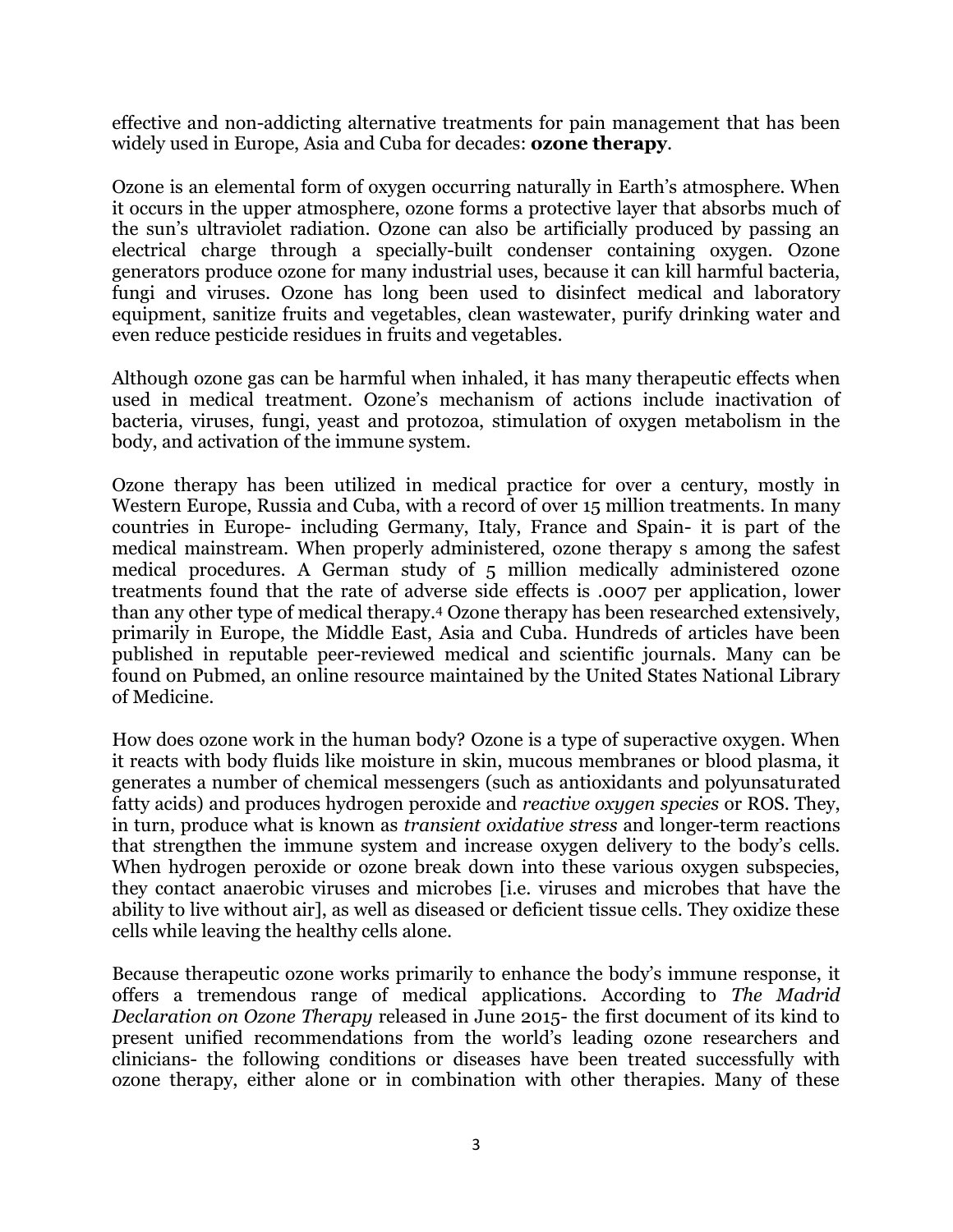effective and non-addicting alternative treatments for pain management that has been widely used in Europe, Asia and Cuba for decades: **ozone therapy**.

Ozone is an elemental form of oxygen occurring naturally in Earth's atmosphere. When it occurs in the upper atmosphere, ozone forms a protective layer that absorbs much of the sun's ultraviolet radiation. Ozone can also be artificially produced by passing an electrical charge through a specially-built condenser containing oxygen. Ozone generators produce ozone for many industrial uses, because it can kill harmful bacteria, fungi and viruses. Ozone has long been used to disinfect medical and laboratory equipment, sanitize fruits and vegetables, clean wastewater, purify drinking water and even reduce pesticide residues in fruits and vegetables.

Although ozone gas can be harmful when inhaled, it has many therapeutic effects when used in medical treatment. Ozone's mechanism of actions include inactivation of bacteria, viruses, fungi, yeast and protozoa, stimulation of oxygen metabolism in the body, and activation of the immune system.

Ozone therapy has been utilized in medical practice for over a century, mostly in Western Europe, Russia and Cuba, with a record of over 15 million treatments. In many countries in Europe- including Germany, Italy, France and Spain- it is part of the medical mainstream. When properly administered, ozone therapy s among the safest medical procedures. A German study of 5 million medically administered ozone treatments found that the rate of adverse side effects is .0007 per application, lower than any other type of medical therapy.[4] Ozone therapy has been researched extensively, primarily in Europe, the Middle East, Asia and Cuba. Hundreds of articles have been published in reputable peer-reviewed medical and scientific journals. Many can be found on Pubmed, an online resource maintained by the United States National Library of Medicine.

How does ozone work in the human body? Ozone is a type of superactive oxygen. When it reacts with body fluids like moisture in skin, mucous membranes or blood plasma, it generates a number of chemical messengers (such as antioxidants and polyunsaturated fatty acids) and produces hydrogen peroxide and *reactive oxygen species* or ROS. They, in turn, produce what is known as *transient oxidative stress* and longer-term reactions that strengthen the immune system and increase oxygen delivery to the body's cells. When hydrogen peroxide or ozone break down into these various oxygen subspecies, they contact anaerobic viruses and microbes [i.e. viruses and microbes that have the ability to live without air], as well as diseased or deficient tissue cells. They oxidize these cells while leaving the healthy cells alone.

Because therapeutic ozone works primarily to enhance the body's immune response, it offers a tremendous range of medical applications. According to *The Madrid Declaration on Ozone Therapy* released in June 2015- the first document of its kind to present unified recommendations from the world's leading ozone researchers and clinicians- the following conditions or diseases have been treated successfully with ozone therapy, either alone or in combination with other therapies. Many of these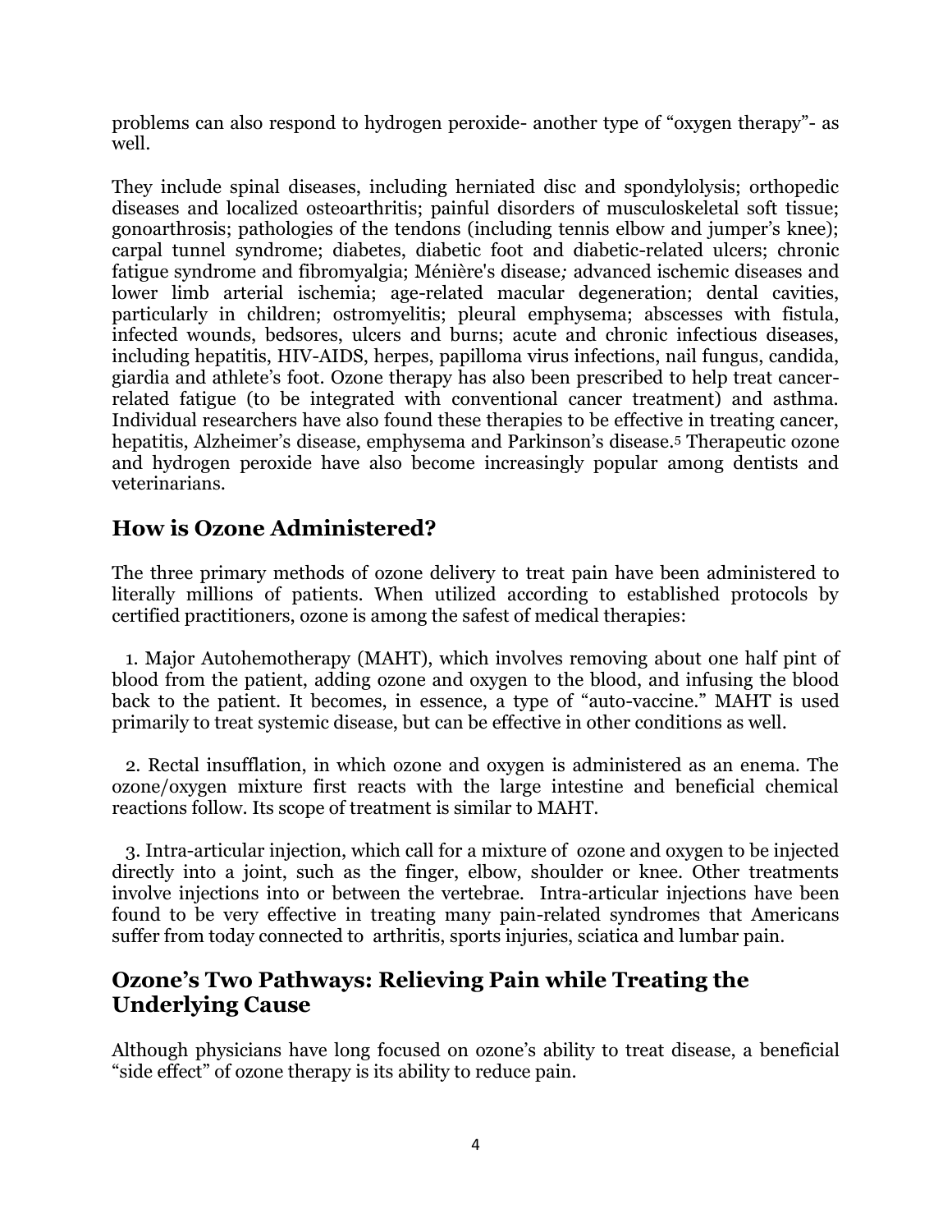problems can also respond to hydrogen peroxide- another type of "oxygen therapy"- as well.

They include spinal diseases, including herniated disc and spondylolysis; orthopedic diseases and localized osteoarthritis; painful disorders of musculoskeletal soft tissue; gonoarthrosis; pathologies of the tendons (including tennis elbow and jumper's knee); carpal tunnel syndrome; diabetes, diabetic foot and diabetic-related ulcers; chronic fatigue syndrome and fibromyalgia; Ménière's disease*;* advanced ischemic diseases and lower limb arterial ischemia; age-related macular degeneration; dental cavities, particularly in children; ostromyelitis; pleural emphysema; abscesses with fistula, infected wounds, bedsores, ulcers and burns; acute and chronic infectious diseases, including hepatitis, HIV-AIDS, herpes, papilloma virus infections, nail fungus, candida, giardia and athlete's foot. Ozone therapy has also been prescribed to help treat cancer-related fatigue (to be integrated with conventional cancer treatment) and asthma. Individual researchers have also found these therapies to be effective in treating cancer, hepatitis, Alzheimer's disease, emphysema and Parkinson's disease.[5] Therapeutic ozone and hydrogen peroxide have also become increasingly popular among dentists and veterinarians.

## How is Ozone Administered?

The three primary methods of ozone delivery to treat pain have been administered to literally millions of patients. When utilized according to established protocols by certified practitioners, ozone is among the safest of medical therapies:

1. Major Autohemotherapy (MAHT), which involves removing about one half pint of blood from the patient, adding ozone and oxygen to the blood, and infusing the blood back to the patient. It becomes, in essence, a type of "auto-vaccine." MAHT is used primarily to treat systemic disease, but can be effective in other conditions as well.

2. Rectal insufflation, in which ozone and oxygen is administered as an enema. The ozone/oxygen mixture first reacts with the large intestine and beneficial chemical reactions follow. Its scope of treatment is similar to MAHT.

3. Intra-articular injection, which call for a mixture of ozone and oxygen to be injected directly into a joint, such as the finger, elbow, shoulder or knee. Other treatments involve injections into or between the vertebrae. Intra-articular injections have been found to be very effective in treating many pain-related syndromes that Americans suffer from today connected to arthritis, sports injuries, sciatica and lumbar pain.

## Ozone's Two Pathways: Relieving Pain while Treating the Underlying Cause

Although physicians have long focused on ozone's ability to treat disease, a beneficial "side effect" of ozone therapy is its ability to reduce pain.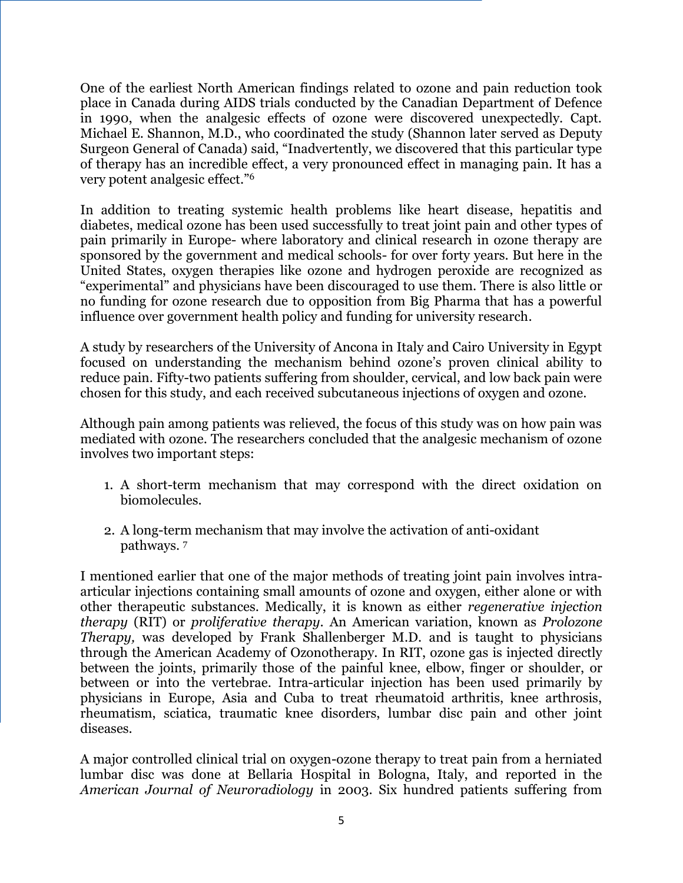One of the earliest North American findings related to ozone and pain reduction took place in Canada during AIDS trials conducted by the Canadian Department of Defence in 1990, when the analgesic effects of ozone were discovered unexpectedly. Capt. Michael E. Shannon, M.D., who coordinated the study (Shannon later served as Deputy Surgeon General of Canada) said, "Inadvertently, we discovered that this particular type of therapy has an incredible effect, a very pronounced effect in managing pain. It has a very potent analgesic effect."[6]

In addition to treating systemic health problems like heart disease, hepatitis and diabetes, medical ozone has been used successfully to treat joint pain and other types of pain primarily in Europe- where laboratory and clinical research in ozone therapy are sponsored by the government and medical schools- for over forty years. But here in the United States, oxygen therapies like ozone and hydrogen peroxide are recognized as "experimental" and physicians have been discouraged to use them. There is also little or no funding for ozone research due to opposition from Big Pharma that has a powerful influence over government health policy and funding for university research.

A study by researchers of the University of Ancona in Italy and Cairo University in Egypt focused on understanding the mechanism behind ozone's proven clinical ability to reduce pain. Fifty-two patients suffering from shoulder, cervical, and low back pain were chosen for this study, and each received subcutaneous injections of oxygen and ozone.

Although pain among patients was relieved, the focus of this study was on how pain was mediated with ozone. The researchers concluded that the analgesic mechanism of ozone involves two important steps:

1. A short-term mechanism that may correspond with the direct oxidation on biomolecules.

2. A long-term mechanism that may involve the activation of anti-oxidant pathways. [7]

I mentioned earlier that one of the major methods of treating joint pain involves intra-articular injections containing small amounts of ozone and oxygen, either alone or with other therapeutic substances. Medically, it is known as either *regenerative injection therapy* (RIT) or *proliferative therapy*. An American variation, known as *Prolozone Therapy,* was developed by Frank Shallenberger M.D. and is taught to physicians through the American Academy of Ozonotherapy. In RIT, ozone gas is injected directly between the joints, primarily those of the painful knee, elbow, finger or shoulder, or between or into the vertebrae. Intra-articular injection has been used primarily by physicians in Europe, Asia and Cuba to treat rheumatoid arthritis, knee arthrosis, rheumatism, sciatica, traumatic knee disorders, lumbar disc pain and other joint diseases.

A major controlled clinical trial on oxygen-ozone therapy to treat pain from a herniated lumbar disc was done at Bellaria Hospital in Bologna, Italy, and reported in the *American Journal of Neuroradiology* in 2003. Six hundred patients suffering from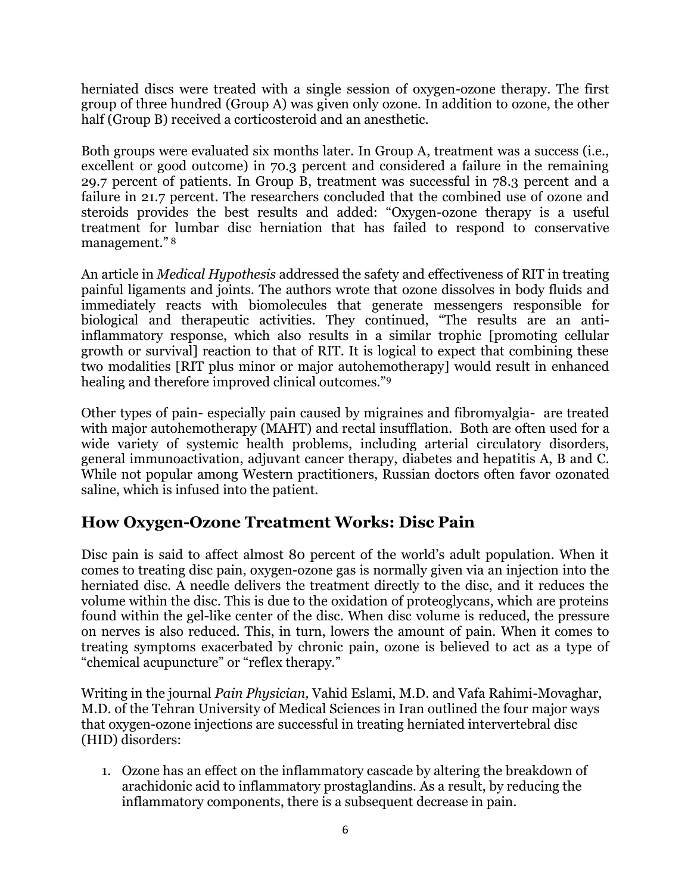herniated discs were treated with a single session of oxygen-ozone therapy. The first group of three hundred (Group A) was given only ozone. In addition to ozone, the other half (Group B) received a corticosteroid and an anesthetic.

Both groups were evaluated six months later. In Group A, treatment was a success (i.e., excellent or good outcome) in 70.3 percent and considered a failure in the remaining 29.7 percent of patients. In Group B, treatment was successful in 78.3 percent and a failure in 21.7 percent. The researchers concluded that the combined use of ozone and steroids provides the best results and added: "Oxygen-ozone therapy is a useful treatment for lumbar disc herniation that has failed to respond to conservative management." [8]

An article in *Medical Hypothesis* addressed the safety and effectiveness of RIT in treating painful ligaments and joints. The authors wrote that ozone dissolves in body fluids and immediately reacts with biomolecules that generate messengers responsible for biological and therapeutic activities. They continued, "The results are an anti-inflammatory response, which also results in a similar trophic [promoting cellular growth or survival] reaction to that of RIT. It is logical to expect that combining these two modalities [RIT plus minor or major autohemotherapy] would result in enhanced healing and therefore improved clinical outcomes."[9]

Other types of pain- especially pain caused by migraines and fibromyalgia- are treated with major autohemotherapy (MAHT) and rectal insufflation. Both are often used for a wide variety of systemic health problems, including arterial circulatory disorders, general immunoactivation, adjuvant cancer therapy, diabetes and hepatitis A, B and C. While not popular among Western practitioners, Russian doctors often favor ozonated saline, which is infused into the patient.

## How Oxygen-Ozone Treatment Works: Disc Pain

Disc pain is said to affect almost 80 percent of the world's adult population. When it comes to treating disc pain, oxygen-ozone gas is normally given via an injection into the herniated disc. A needle delivers the treatment directly to the disc, and it reduces the volume within the disc. This is due to the oxidation of proteoglycans, which are proteins found within the gel-like center of the disc. When disc volume is reduced, the pressure on nerves is also reduced. This, in turn, lowers the amount of pain. When it comes to treating symptoms exacerbated by chronic pain, ozone is believed to act as a type of "chemical acupuncture" or "reflex therapy."

Writing in the journal *Pain Physician,* Vahid Eslami, M.D. and Vafa Rahimi-Movaghar, M.D. of the Tehran University of Medical Sciences in Iran outlined the four major ways that oxygen-ozone injections are successful in treating herniated intervertebral disc (HID) disorders:

1. Ozone has an effect on the inflammatory cascade by altering the breakdown of arachidonic acid to inflammatory prostaglandins. As a result, by reducing the inflammatory components, there is a subsequent decrease in pain.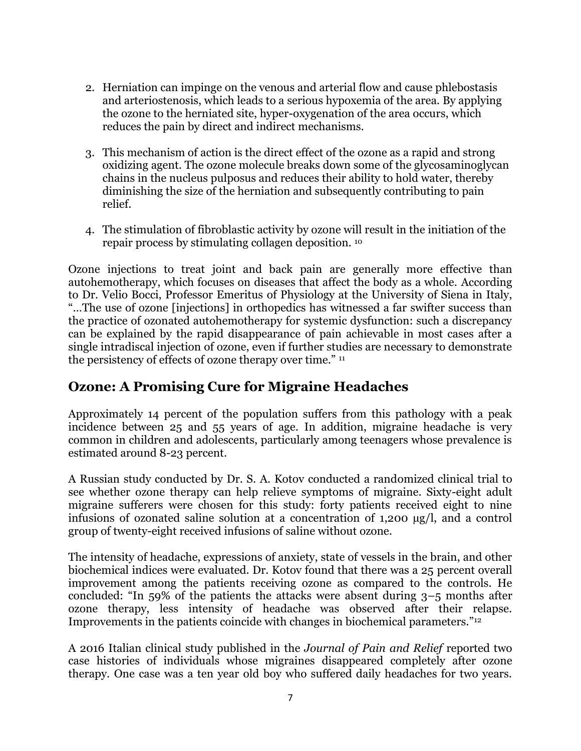2. Herniation can impinge on the venous and arterial flow and cause phlebostasis and arteriostenosis, which leads to a serious hypoxemia of the area. By applying the ozone to the herniated site, hyper-oxygenation of the area occurs, which reduces the pain by direct and indirect mechanisms.

3. This mechanism of action is the direct effect of the ozone as a rapid and strong oxidizing agent. The ozone molecule breaks down some of the glycosaminoglycan chains in the nucleus pulposus and reduces their ability to hold water, thereby diminishing the size of the herniation and subsequently contributing to pain relief.

4. The stimulation of fibroblastic activity by ozone will result in the initiation of the repair process by stimulating collagen deposition. [10]

Ozone injections to treat joint and back pain are generally more effective than autohemotherapy, which focuses on diseases that affect the body as a whole. According to Dr. Velio Bocci, Professor Emeritus of Physiology at the University of Siena in Italy, "…The use of ozone [injections] in orthopedics has witnessed a far swifter success than the practice of ozonated autohemotherapy for systemic dysfunction: such a discrepancy can be explained by the rapid disappearance of pain achievable in most cases after a single intradiscal injection of ozone, even if further studies are necessary to demonstrate the persistency of effects of ozone therapy over time." [11]

## Ozone: A Promising Cure for Migraine Headaches

Approximately 14 percent of the population suffers from this pathology with a peak incidence between 25 and 55 years of age. In addition, migraine headache is very common in children and adolescents, particularly among teenagers whose prevalence is estimated around 8-23 percent.

A Russian study conducted by Dr. S. A. Kotov conducted a randomized clinical trial to see whether ozone therapy can help relieve symptoms of migraine. Sixty-eight adult migraine sufferers were chosen for this study: forty patients received eight to nine infusions of ozonated saline solution at a concentration of 1,200 μg/l, and a control group of twenty-eight received infusions of saline without ozone.

The intensity of headache, expressions of anxiety, state of vessels in the brain, and other biochemical indices were evaluated. Dr. Kotov found that there was a 25 percent overall improvement among the patients receiving ozone as compared to the controls. He concluded: "In 59% of the patients the attacks were absent during 3–5 months after ozone therapy, less intensity of headache was observed after their relapse. Improvements in the patients coincide with changes in biochemical parameters."[12]

A 2016 Italian clinical study published in the *Journal of Pain and Relief* reported two case histories of individuals whose migraines disappeared completely after ozone therapy. One case was a ten year old boy who suffered daily headaches for two years.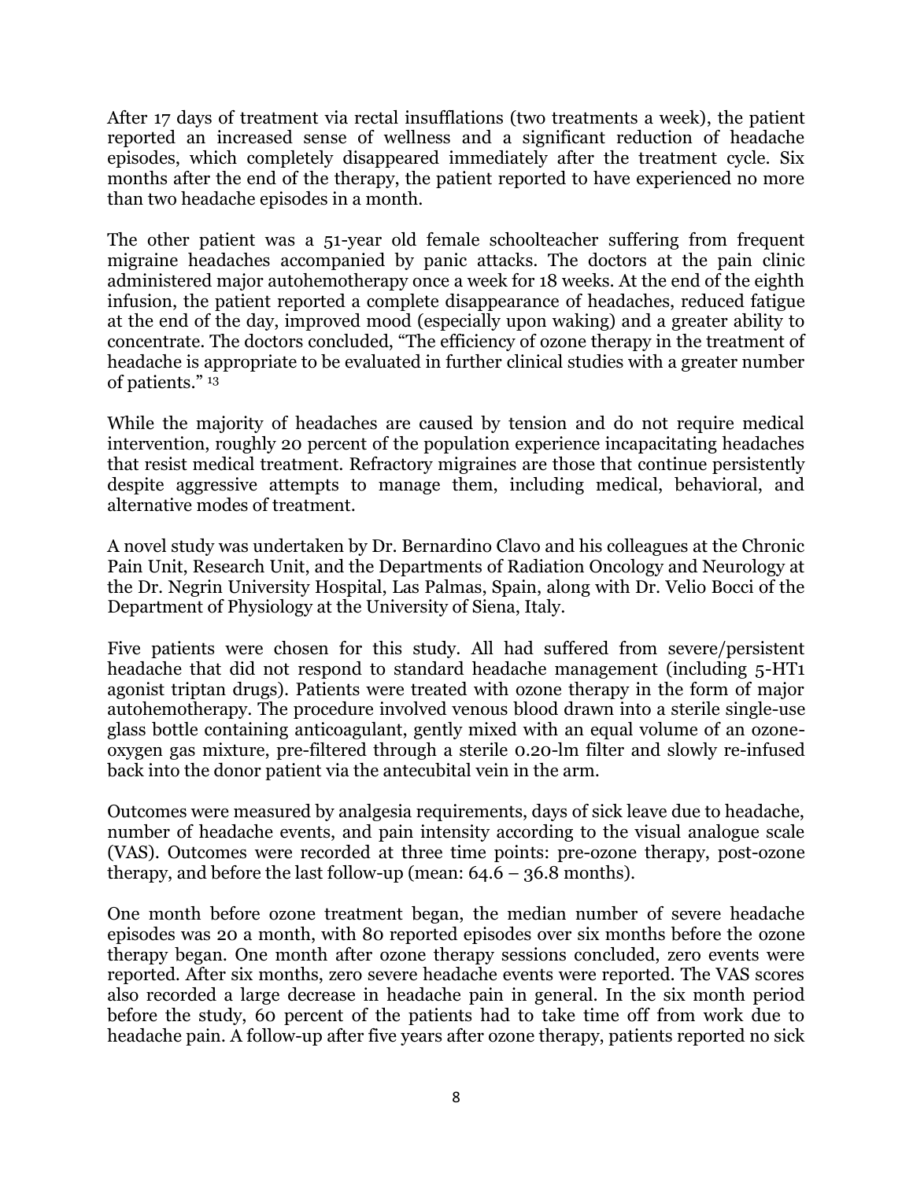After 17 days of treatment via rectal insufflations (two treatments a week), the patient reported an increased sense of wellness and a significant reduction of headache episodes, which completely disappeared immediately after the treatment cycle. Six months after the end of the therapy, the patient reported to have experienced no more than two headache episodes in a month.

The other patient was a 51-year old female schoolteacher suffering from frequent migraine headaches accompanied by panic attacks. The doctors at the pain clinic administered major autohemotherapy once a week for 18 weeks. At the end of the eighth infusion, the patient reported a complete disappearance of headaches, reduced fatigue at the end of the day, improved mood (especially upon waking) and a greater ability to concentrate. The doctors concluded, "The efficiency of ozone therapy in the treatment of headache is appropriate to be evaluated in further clinical studies with a greater number of patients." [13]

While the majority of headaches are caused by tension and do not require medical intervention, roughly 20 percent of the population experience incapacitating headaches that resist medical treatment. Refractory migraines are those that continue persistently despite aggressive attempts to manage them, including medical, behavioral, and alternative modes of treatment.

A novel study was undertaken by Dr. Bernardino Clavo and his colleagues at the Chronic Pain Unit, Research Unit, and the Departments of Radiation Oncology and Neurology at the Dr. Negrin University Hospital, Las Palmas, Spain, along with Dr. Velio Bocci of the Department of Physiology at the University of Siena, Italy.

Five patients were chosen for this study. All had suffered from severe/persistent headache that did not respond to standard headache management (including 5-HT1 agonist triptan drugs). Patients were treated with ozone therapy in the form of major autohemotherapy. The procedure involved venous blood drawn into a sterile single-use glass bottle containing anticoagulant, gently mixed with an equal volume of an ozone-oxygen gas mixture, pre-filtered through a sterile 0.20-lm filter and slowly re-infused back into the donor patient via the antecubital vein in the arm.

Outcomes were measured by analgesia requirements, days of sick leave due to headache, number of headache events, and pain intensity according to the visual analogue scale (VAS). Outcomes were recorded at three time points: pre-ozone therapy, post-ozone therapy, and before the last follow-up (mean: 64.6 – 36.8 months).

One month before ozone treatment began, the median number of severe headache episodes was 20 a month, with 80 reported episodes over six months before the ozone therapy began. One month after ozone therapy sessions concluded, zero events were reported. After six months, zero severe headache events were reported. The VAS scores also recorded a large decrease in headache pain in general. In the six month period before the study, 60 percent of the patients had to take time off from work due to headache pain. A follow-up after five years after ozone therapy, patients reported no sick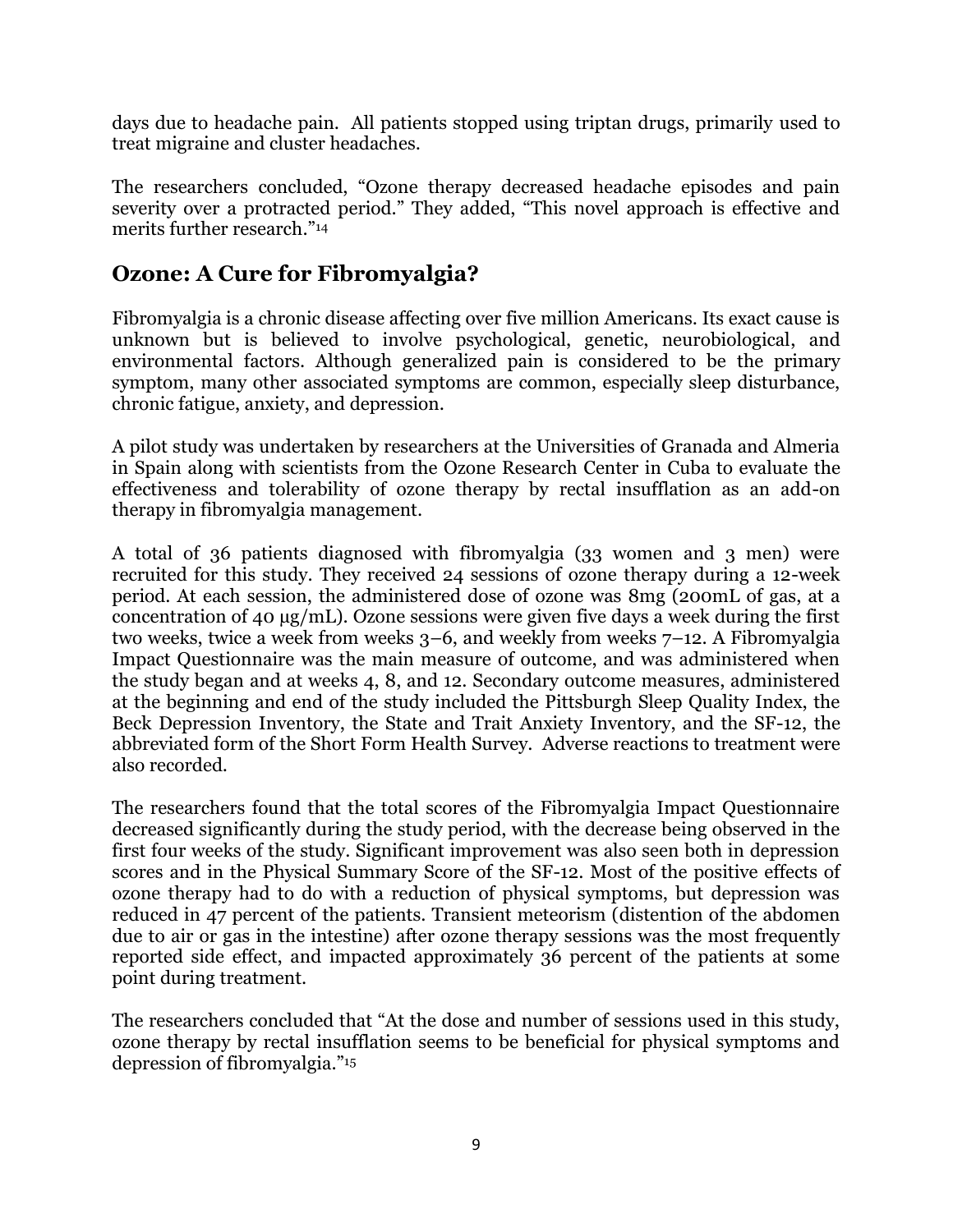days due to headache pain. All patients stopped using triptan drugs, primarily used to treat migraine and cluster headaches.

The researchers concluded, "Ozone therapy decreased headache episodes and pain severity over a protracted period." They added, "This novel approach is effective and merits further research."[14]

## Ozone: A Cure for Fibromyalgia?

Fibromyalgia is a chronic disease affecting over five million Americans. Its exact cause is unknown but is believed to involve psychological, genetic, neurobiological, and environmental factors. Although generalized pain is considered to be the primary symptom, many other associated symptoms are common, especially sleep disturbance, chronic fatigue, anxiety, and depression.

A pilot study was undertaken by researchers at the Universities of Granada and Almeria in Spain along with scientists from the Ozone Research Center in Cuba to evaluate the effectiveness and tolerability of ozone therapy by rectal insufflation as an add-on therapy in fibromyalgia management.

A total of 36 patients diagnosed with fibromyalgia (33 women and 3 men) were recruited for this study. They received 24 sessions of ozone therapy during a 12-week period. At each session, the administered dose of ozone was 8mg (200mL of gas, at a concentration of 40 µg/mL). Ozone sessions were given five days a week during the first two weeks, twice a week from weeks 3–6, and weekly from weeks 7–12. A Fibromyalgia Impact Questionnaire was the main measure of outcome, and was administered when the study began and at weeks 4, 8, and 12. Secondary outcome measures, administered at the beginning and end of the study included the Pittsburgh Sleep Quality Index, the Beck Depression Inventory, the State and Trait Anxiety Inventory, and the SF-12, the abbreviated form of the Short Form Health Survey. Adverse reactions to treatment were also recorded.

The researchers found that the total scores of the Fibromyalgia Impact Questionnaire decreased significantly during the study period, with the decrease being observed in the first four weeks of the study. Significant improvement was also seen both in depression scores and in the Physical Summary Score of the SF-12. Most of the positive effects of ozone therapy had to do with a reduction of physical symptoms, but depression was reduced in 47 percent of the patients. Transient meteorism (distention of the abdomen due to air or gas in the intestine) after ozone therapy sessions was the most frequently reported side effect, and impacted approximately 36 percent of the patients at some point during treatment.

The researchers concluded that "At the dose and number of sessions used in this study, ozone therapy by rectal insufflation seems to be beneficial for physical symptoms and depression of fibromyalgia."[15]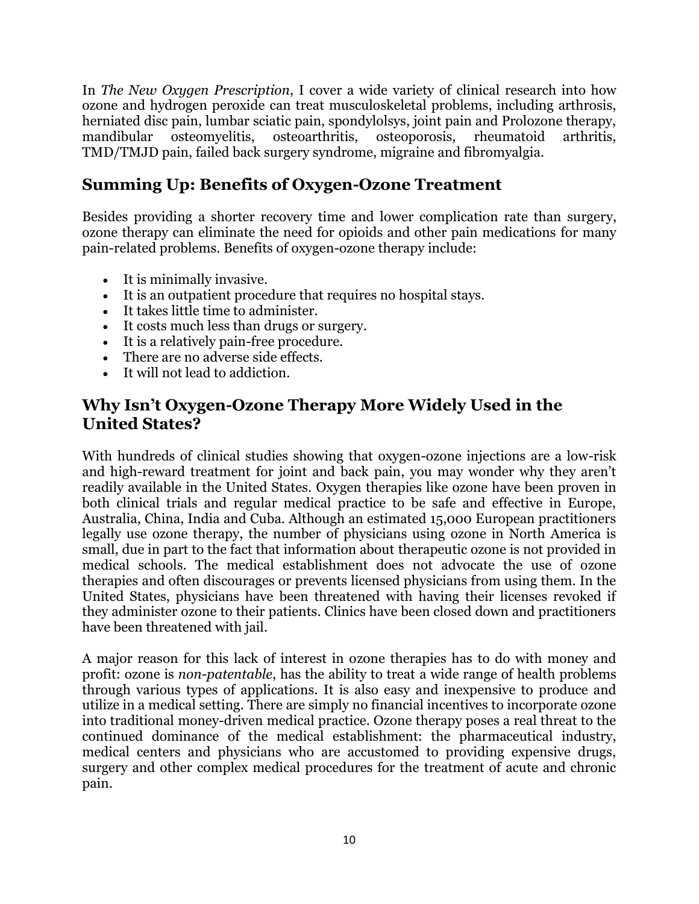In *The New Oxygen Prescription*, I cover a wide variety of clinical research into how ozone and hydrogen peroxide can treat musculoskeletal problems, including arthrosis, herniated disc pain, lumbar sciatic pain, spondylolsys, joint pain and Prolozone therapy, mandibular osteomyelitis, osteoarthritis, osteoporosis, rheumatoid arthritis, TMD/TMJD pain, failed back surgery syndrome, migraine and fibromyalgia.

## Summing Up: Benefits of Oxygen-Ozone Treatment

Besides providing a shorter recovery time and lower complication rate than surgery, ozone therapy can eliminate the need for opioids and other pain medications for many pain-related problems. Benefits of oxygen-ozone therapy include:

- It is minimally invasive.
- It is an outpatient procedure that requires no hospital stays.
- It takes little time to administer.
- It costs much less than drugs or surgery.
- It is a relatively pain-free procedure.
- There are no adverse side effects.
- It will not lead to addiction.

## Why Isn't Oxygen-Ozone Therapy More Widely Used in the United States?

With hundreds of clinical studies showing that oxygen-ozone injections are a low-risk and high-reward treatment for joint and back pain, you may wonder why they aren't readily available in the United States. Oxygen therapies like ozone have been proven in both clinical trials and regular medical practice to be safe and effective in Europe, Australia, China, India and Cuba. Although an estimated 15,000 European practitioners legally use ozone therapy, the number of physicians using ozone in North America is small, due in part to the fact that information about therapeutic ozone is not provided in medical schools. The medical establishment does not advocate the use of ozone therapies and often discourages or prevents licensed physicians from using them. In the United States, physicians have been threatened with having their licenses revoked if they administer ozone to their patients. Clinics have been closed down and practitioners have been threatened with jail.

A major reason for this lack of interest in ozone therapies has to do with money and profit: ozone is *non-patentable*, has the ability to treat a wide range of health problems through various types of applications. It is also easy and inexpensive to produce and utilize in a medical setting. There are simply no financial incentives to incorporate ozone into traditional money-driven medical practice. Ozone therapy poses a real threat to the continued dominance of the medical establishment: the pharmaceutical industry, medical centers and physicians who are accustomed to providing expensive drugs, surgery and other complex medical procedures for the treatment of acute and chronic pain.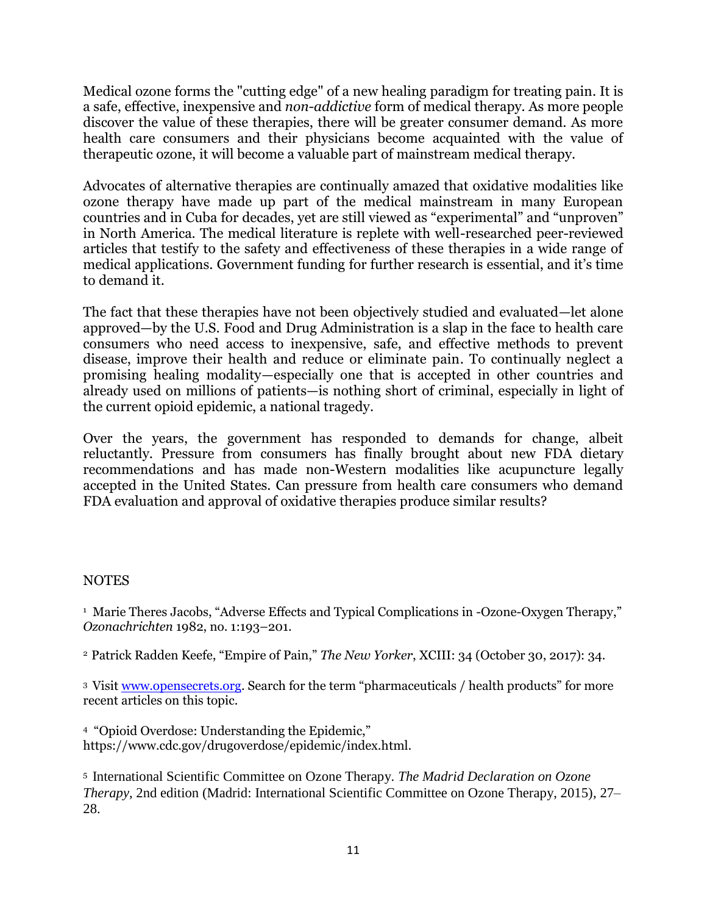Medical ozone forms the "cutting edge" of a new healing paradigm for treating pain. It is a safe, effective, inexpensive and *non-addictive* form of medical therapy. As more people discover the value of these therapies, there will be greater consumer demand. As more health care consumers and their physicians become acquainted with the value of therapeutic ozone, it will become a valuable part of mainstream medical therapy.

Advocates of alternative therapies are continually amazed that oxidative modalities like ozone therapy have made up part of the medical mainstream in many European countries and in Cuba for decades, yet are still viewed as "experimental" and "unproven" in North America. The medical literature is replete with well-researched peer-reviewed articles that testify to the safety and effectiveness of these therapies in a wide range of medical applications. Government funding for further research is essential, and it's time to demand it.

The fact that these therapies have not been objectively studied and evaluated—let alone approved—by the U.S. Food and Drug Administration is a slap in the face to health care consumers who need access to inexpensive, safe, and effective methods to prevent disease, improve their health and reduce or eliminate pain. To continually neglect a promising healing modality—especially one that is accepted in other countries and already used on millions of patients—is nothing short of criminal, especially in light of the current opioid epidemic, a national tragedy.

Over the years, the government has responded to demands for change, albeit reluctantly. Pressure from consumers has finally brought about new FDA dietary recommendations and has made non-Western modalities like acupuncture legally accepted in the United States. Can pressure from health care consumers who demand FDA evaluation and approval of oxidative therapies produce similar results?

NOTES

[1] Marie Theres Jacobs, "Adverse Effects and Typical Complications in -Ozone-Oxygen Therapy," *Ozonachrichten* 1982, no. 1:193–201.

[2] Patrick Radden Keefe, "Empire of Pain," *The New Yorker*, XCIII: 34 (October 30, 2017): 34.

[3] Visit www.opensecrets.org. Search for the term "pharmaceuticals / health products" for more recent articles on this topic.

[4] "Opioid Overdose: Understanding the Epidemic," https://www.cdc.gov/drugoverdose/epidemic/index.html.

[5] International Scientific Committee on Ozone Therapy. *The Madrid Declaration on Ozone Therapy*, 2nd edition (Madrid: International Scientific Committee on Ozone Therapy, 2015), 27–28.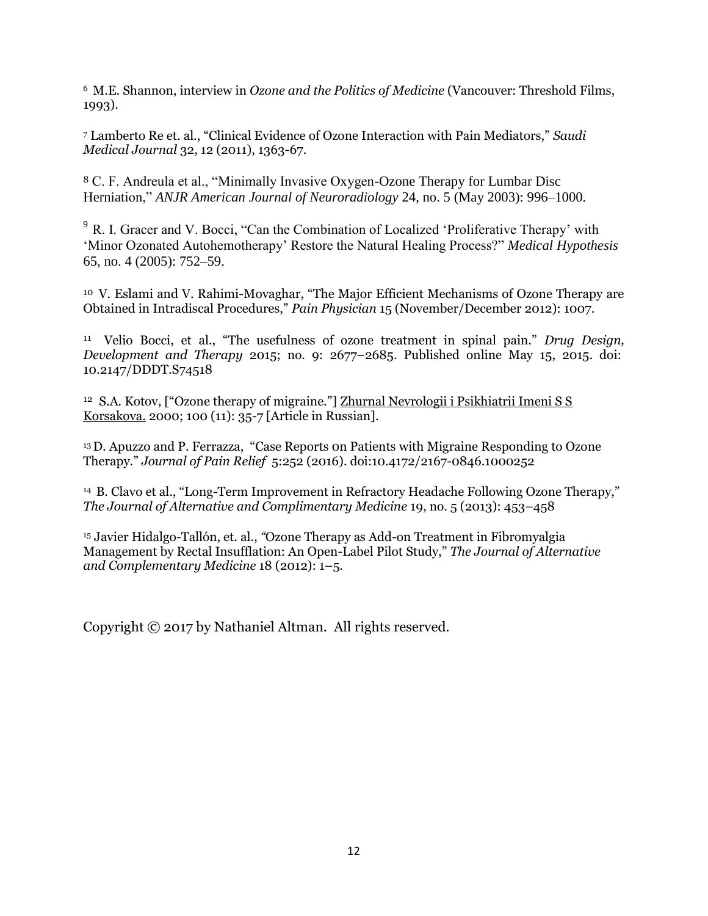[6] M.E. Shannon, interview in *Ozone and the Politics of Medicine* (Vancouver: Threshold Films, 1993).

[7] Lamberto Re et. al., "Clinical Evidence of Ozone Interaction with Pain Mediators," *Saudi Medical Journal* 32, 12 (2011), 1363-67.

[8] C. F. Andreula et al., "Minimally Invasive Oxygen-Ozone Therapy for Lumbar Disc Herniation," *ANJR American Journal of Neuroradiology* 24, no. 5 (May 2003): 996–1000.

[9] R. I. Gracer and V. Bocci, "Can the Combination of Localized 'Proliferative Therapy' with 'Minor Ozonated Autohemotherapy' Restore the Natural Healing Process?" *Medical Hypothesis* 65, no. 4 (2005): 752–59.

[10] V. Eslami and V. Rahimi-Movaghar, "The Major Efficient Mechanisms of Ozone Therapy are Obtained in Intradiscal Procedures," *Pain Physician* 15 (November/December 2012): 1007.

[11] Velio Bocci, et al., "The usefulness of ozone treatment in spinal pain." *Drug Design, Development and Therapy* 2015; no. 9: 2677–2685. Published online May 15, 2015. doi: 10.2147/DDDT.S74518

[12] S.A. Kotov, ["Ozone therapy of migraine."] Zhurnal Nevrologii i Psikhiatrii Imeni S S Korsakova. 2000; 100 (11): 35-7 [Article in Russian].

[13] D. Apuzzo and P. Ferrazza, "Case Reports on Patients with Migraine Responding to Ozone Therapy." *Journal of Pain Relief* 5:252 (2016). doi:10.4172/2167-0846.1000252

[14] B. Clavo et al., "Long-Term Improvement in Refractory Headache Following Ozone Therapy," *The Journal of Alternative and Complimentary Medicine* 19, no. 5 (2013): 453–458

[15] Javier Hidalgo-Tallón, et. al., "Ozone Therapy as Add-on Treatment in Fibromyalgia Management by Rectal Insufflation: An Open-Label Pilot Study," *The Journal of Alternative and Complementary Medicine* 18 (2012): 1–5.

Copyright © 2017 by Nathaniel Altman. All rights reserved.